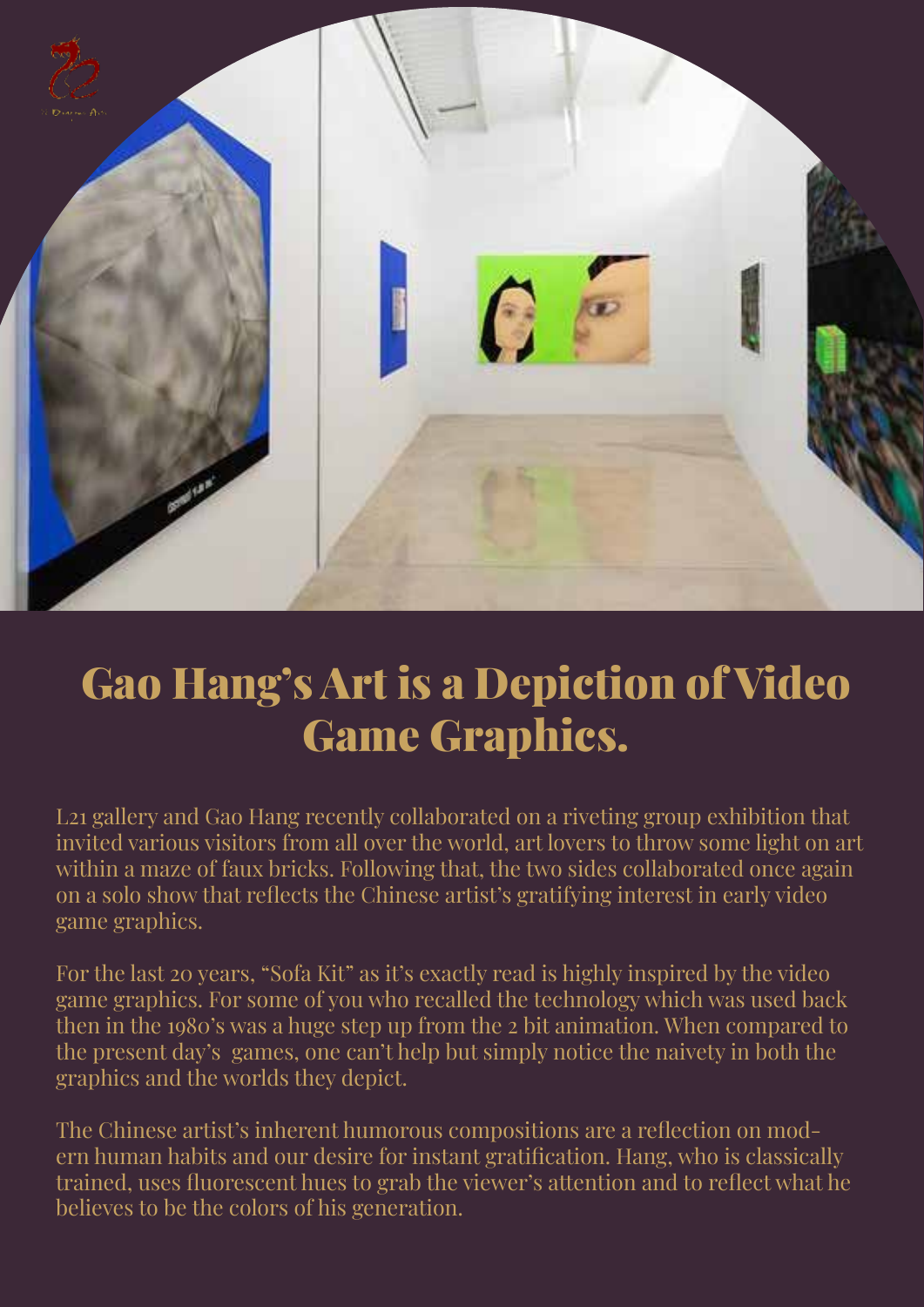# Gao Hang's Art is a Depiction of Video Game Graphics.

L21 gallery and Gao Hang recently collaborated on a riveting group exhibition that invited various visitors from all over the world, art lovers to throw some light on art within a maze of faux bricks. Following that, the two sides collaborated once again on a solo show that reflects the Chinese artist's gratifying interest in early video game graphics.

For the last 20 years, "Sofa Kit" as it's exactly read is highly inspired by the video game graphics. For some of you who recalled the technology which was used back then in the 1980's was a huge step up from the 2 bit animation. When compared to the present day's  games, one can't help but simply notice the naivety in both the graphics and the worlds they depict.

The Chinese artist's inherent humorous compositions are a reflection on modern human habits and our desire for instant gratification. Hang, who is classically trained, uses fluorescent hues to grab the viewer's attention and to reflect what he believes to be the colors of his generation.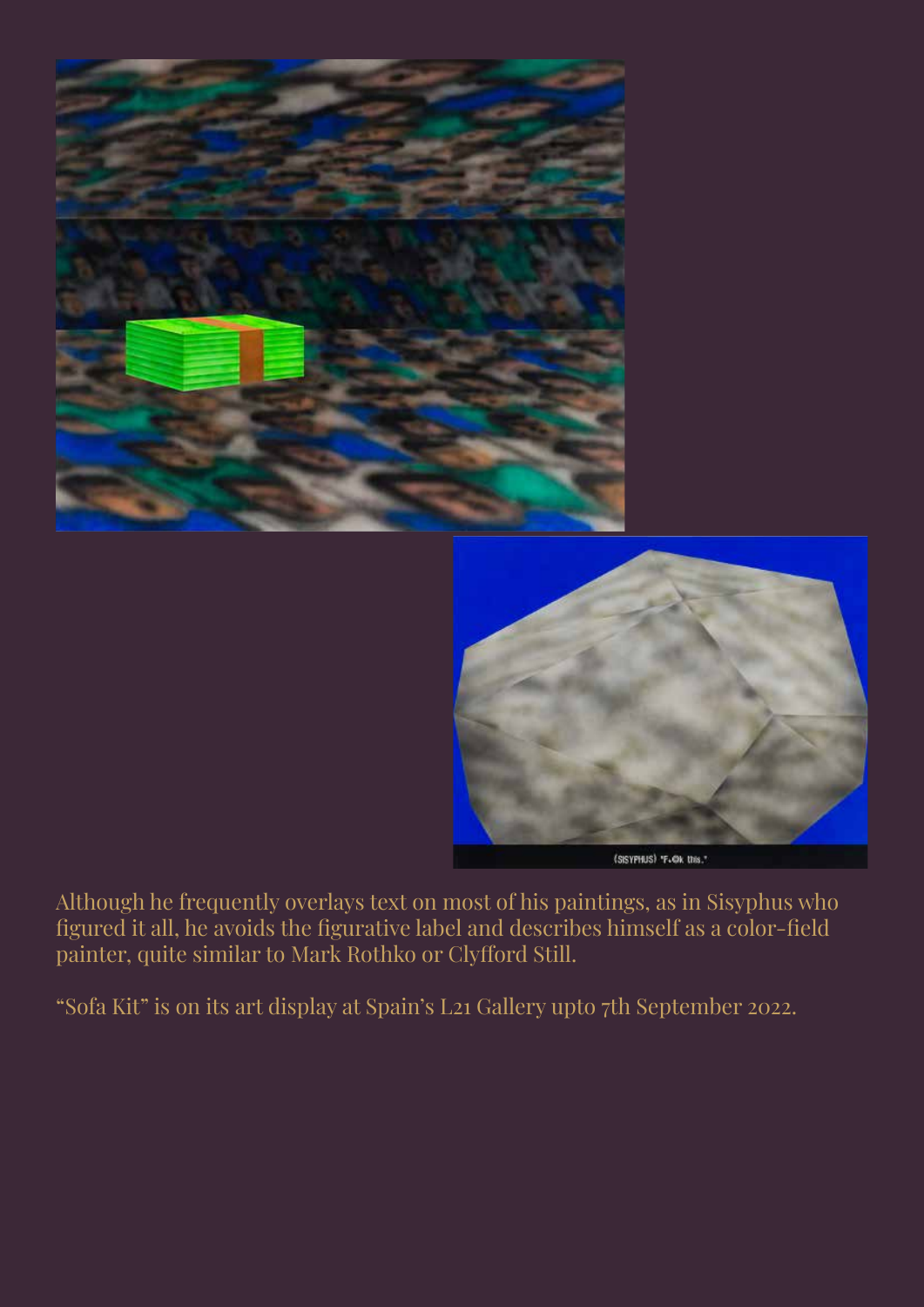Although he frequently overlays text on most of his paintings, as in Sisyphus who figured it all, he avoids the figurative label and describes himself as a color-field painter, quite similar to Mark Rothko or Clyfford Still.

"Sofa Kit" is on its art display at Spain's L21 Gallery upto 7th September 2022.